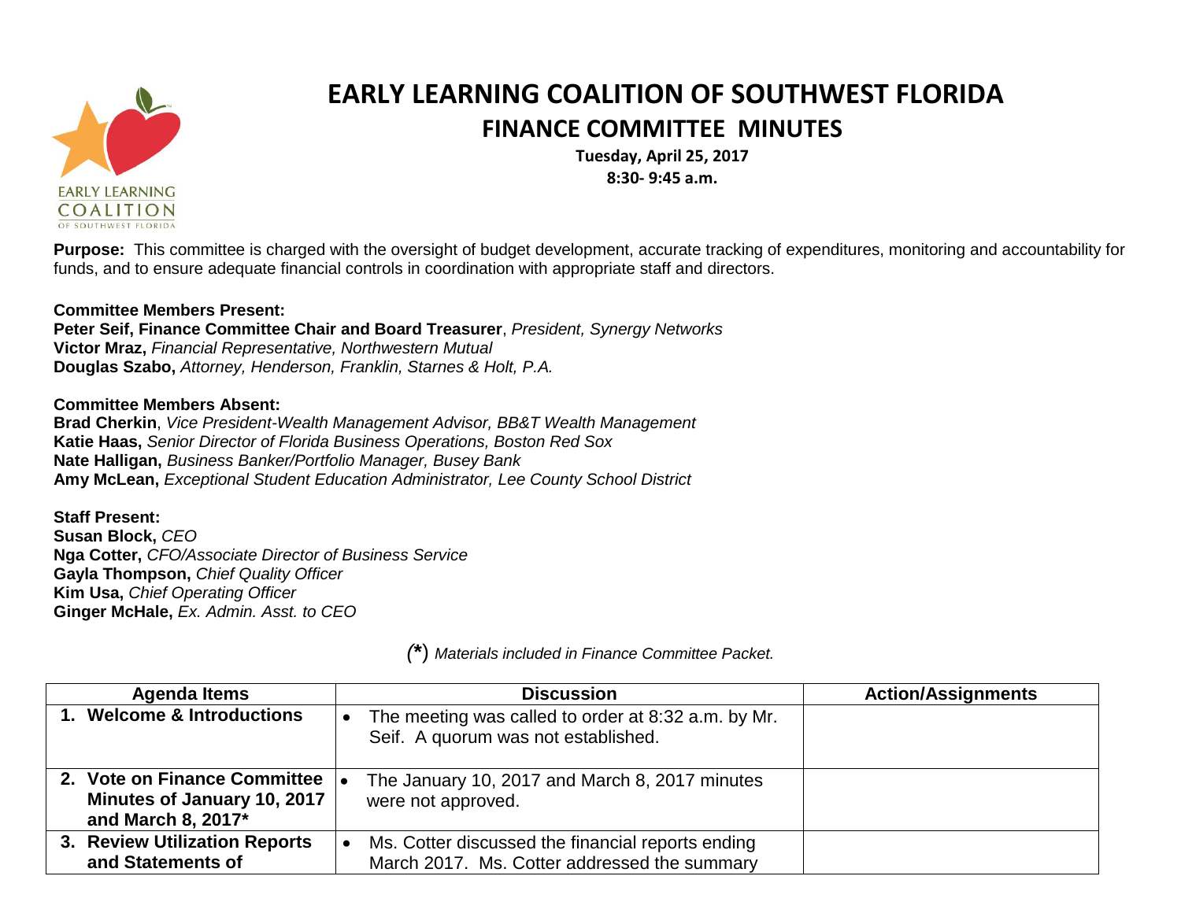# EARLY LEARNING COALITION OF SOUTHWEST FLORIDA

## FINANCE COMMITTEE MINUTES

**Tuesday, April 25, 2017**
**8:30- 9:45 a.m.**

**Purpose:** This committee is charged with the oversight of budget development, accurate tracking of expenditures, monitoring and accountability for funds, and to ensure adequate financial controls in coordination with appropriate staff and directors.

**Committee Members Present:**
**Peter Seif, Finance Committee Chair and Board Treasurer**, *President, Synergy Networks*
**Victor Mraz,** *Financial Representative, Northwestern Mutual*
**Douglas Szabo,** *Attorney, Henderson, Franklin, Starnes & Holt, P.A.*

**Committee Members Absent:**
**Brad Cherkin**, *Vice President-Wealth Management Advisor, BB&T Wealth Management*
**Katie Haas,** *Senior Director of Florida Business Operations, Boston Red Sox*
**Nate Halligan,** *Business Banker/Portfolio Manager, Busey Bank*
**Amy McLean,** *Exceptional Student Education Administrator, Lee County School District*

**Staff Present:**
**Susan Block,** *CEO*
**Nga Cotter,** *CFO/Associate Director of Business Service*
**Gayla Thompson,** *Chief Quality Officer*
**Kim Usa,** *Chief Operating Officer*
**Ginger McHale,** *Ex. Admin. Asst. to CEO*

*(\*) Materials included in Finance Committee Packet.*

| Agenda Items | Discussion | Action/Assignments |
|---|---|---|
| **1. Welcome & Introductions** | • The meeting was called to order at 8:32 a.m. by Mr. Seif. A quorum was not established. | |
| **2. Vote on Finance Committee Minutes of January 10, 2017 and March 8, 2017*** | • The January 10, 2017 and March 8, 2017 minutes were not approved. | |
| **3. Review Utilization Reports and Statements of** | • Ms. Cotter discussed the financial reports ending March 2017. Ms. Cotter addressed the summary | |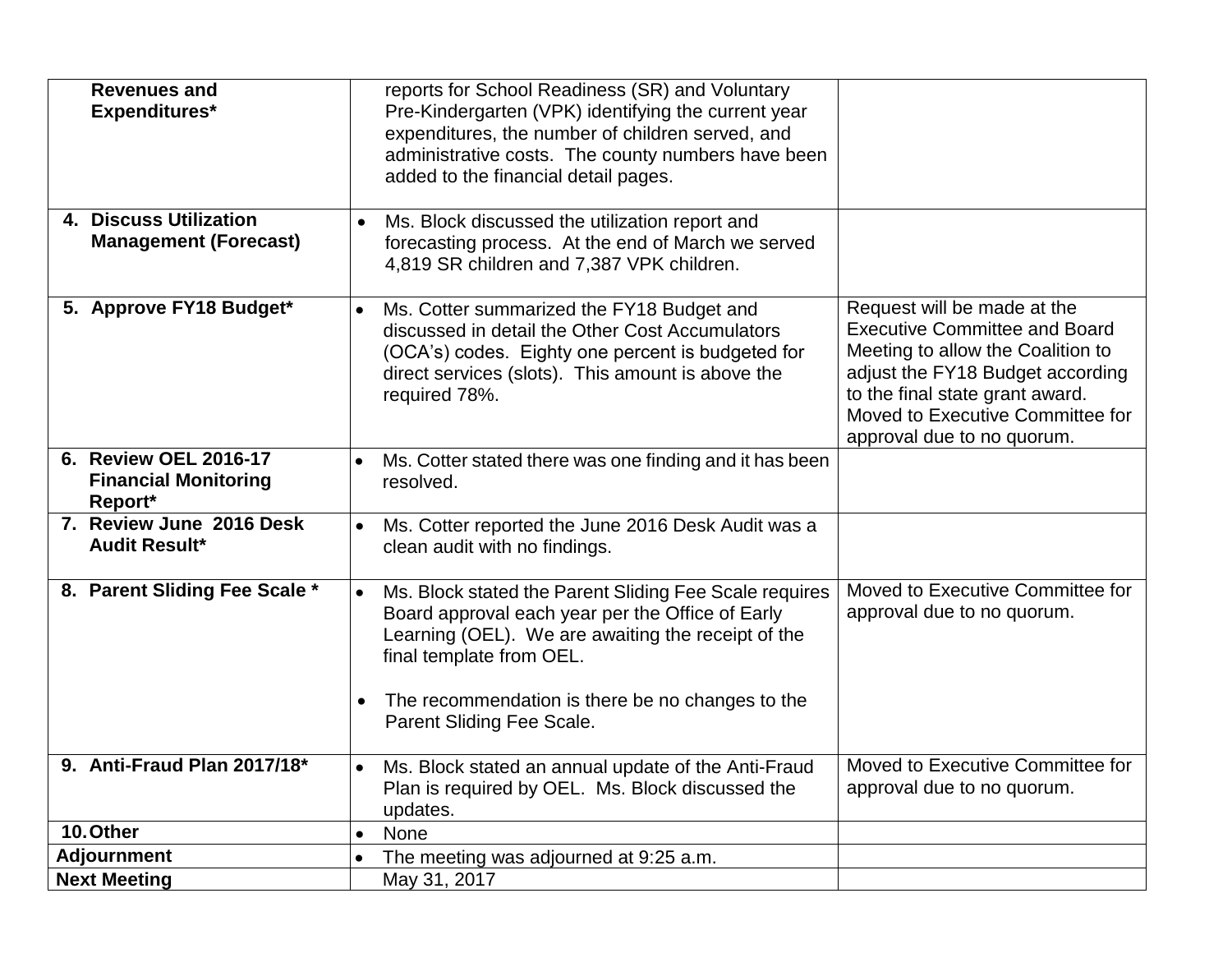| | | |
|---|---|---|
| **Revenues and Expenditures*** | reports for School Readiness (SR) and Voluntary Pre-Kindergarten (VPK) identifying the current year expenditures, the number of children served, and administrative costs. The county numbers have been added to the financial detail pages. | |
| **4. Discuss Utilization Management (Forecast)** | • Ms. Block discussed the utilization report and forecasting process. At the end of March we served 4,819 SR children and 7,387 VPK children. | |
| **5. Approve FY18 Budget*** | • Ms. Cotter summarized the FY18 Budget and discussed in detail the Other Cost Accumulators (OCA's) codes. Eighty one percent is budgeted for direct services (slots). This amount is above the required 78%. | Request will be made at the Executive Committee and Board Meeting to allow the Coalition to adjust the FY18 Budget according to the final state grant award. Moved to Executive Committee for approval due to no quorum. |
| **6. Review OEL 2016-17 Financial Monitoring Report*** | • Ms. Cotter stated there was one finding and it has been resolved. | |
| **7. Review June 2016 Desk Audit Result*** | • Ms. Cotter reported the June 2016 Desk Audit was a clean audit with no findings. | |
| **8. Parent Sliding Fee Scale *** | • Ms. Block stated the Parent Sliding Fee Scale requires Board approval each year per the Office of Early Learning (OEL). We are awaiting the receipt of the final template from OEL.<br><br>• The recommendation is there be no changes to the Parent Sliding Fee Scale. | Moved to Executive Committee for approval due to no quorum. |
| **9. Anti-Fraud Plan 2017/18*** | • Ms. Block stated an annual update of the Anti-Fraud Plan is required by OEL. Ms. Block discussed the updates. | Moved to Executive Committee for approval due to no quorum. |
| **10. Other** | • None | |
| **Adjournment** | • The meeting was adjourned at 9:25 a.m. | |
| **Next Meeting** | May 31, 2017 | |